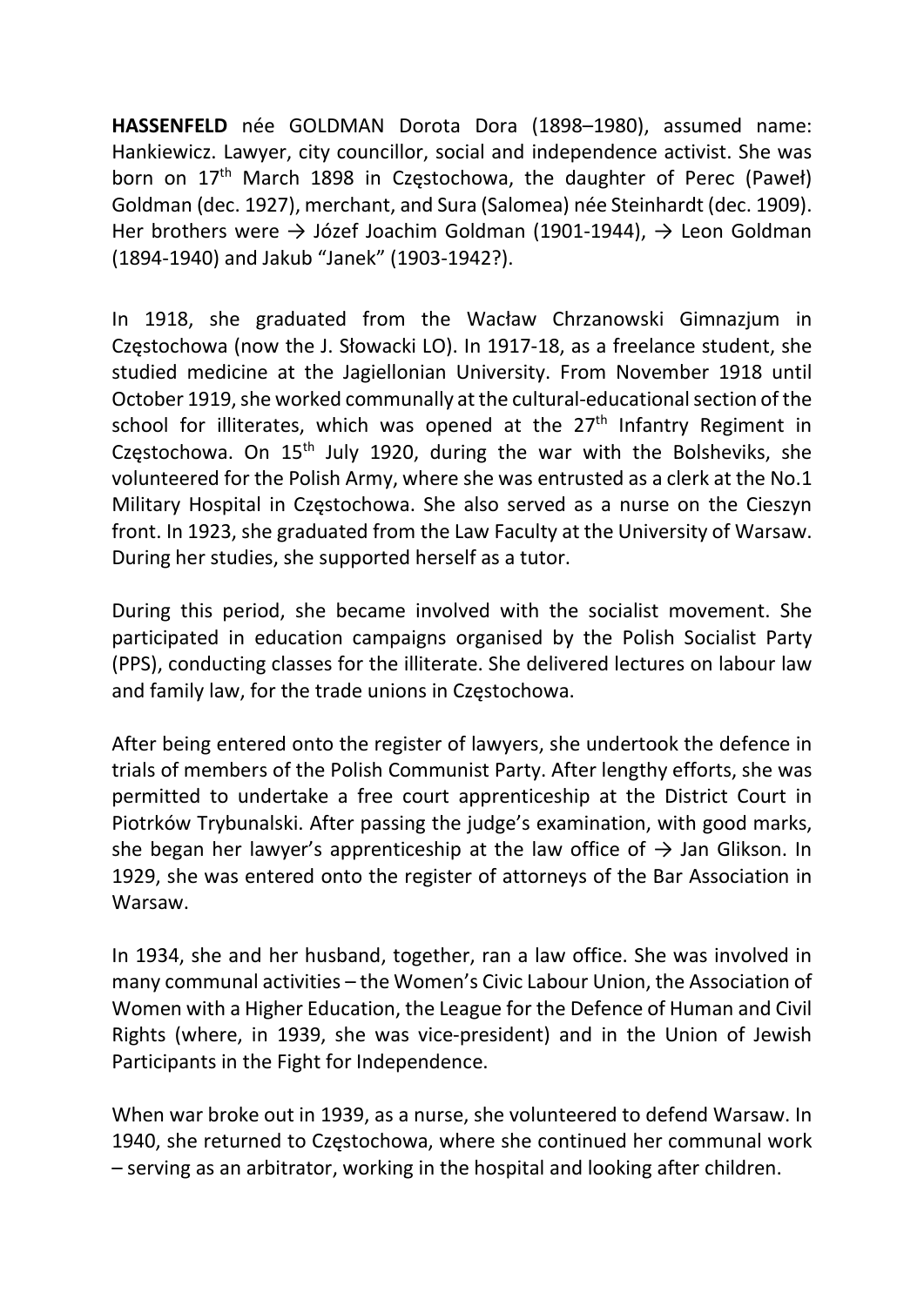**HASSENFELD** née GOLDMAN Dorota Dora (1898–1980), assumed name: Hankiewicz. Lawyer, city councillor, social and independence activist. She was born on 17th March 1898 in Częstochowa, the daughter of Perec (Paweł) Goldman (dec. 1927), merchant, and Sura (Salomea) née Steinhardt (dec. 1909). Her brothers were → Józef Joachim Goldman (1901-1944), → Leon Goldman (1894-1940) and Jakub "Janek" (1903-1942?).

In 1918, she graduated from the Wacław Chrzanowski Gimnazjum in Częstochowa (now the J. Słowacki LO). In 1917-18, as a freelance student, she studied medicine at the Jagiellonian University. From November 1918 until October 1919, she worked communally at the cultural-educational section of the school for illiterates, which was opened at the 27th Infantry Regiment in Częstochowa. On 15th July 1920, during the war with the Bolsheviks, she volunteered for the Polish Army, where she was entrusted as a clerk at the No.1 Military Hospital in Częstochowa. She also served as a nurse on the Cieszyn front. In 1923, she graduated from the Law Faculty at the University of Warsaw. During her studies, she supported herself as a tutor.

During this period, she became involved with the socialist movement. She participated in education campaigns organised by the Polish Socialist Party (PPS), conducting classes for the illiterate. She delivered lectures on labour law and family law, for the trade unions in Częstochowa.

After being entered onto the register of lawyers, she undertook the defence in trials of members of the Polish Communist Party. After lengthy efforts, she was permitted to undertake a free court apprenticeship at the District Court in Piotrków Trybunalski. After passing the judge's examination, with good marks, she began her lawyer's apprenticeship at the law office of → Jan Glikson. In 1929, she was entered onto the register of attorneys of the Bar Association in Warsaw.

In 1934, she and her husband, together, ran a law office. She was involved in many communal activities – the Women's Civic Labour Union, the Association of Women with a Higher Education, the League for the Defence of Human and Civil Rights (where, in 1939, she was vice-president) and in the Union of Jewish Participants in the Fight for Independence.

When war broke out in 1939, as a nurse, she volunteered to defend Warsaw. In 1940, she returned to Częstochowa, where she continued her communal work – serving as an arbitrator, working in the hospital and looking after children.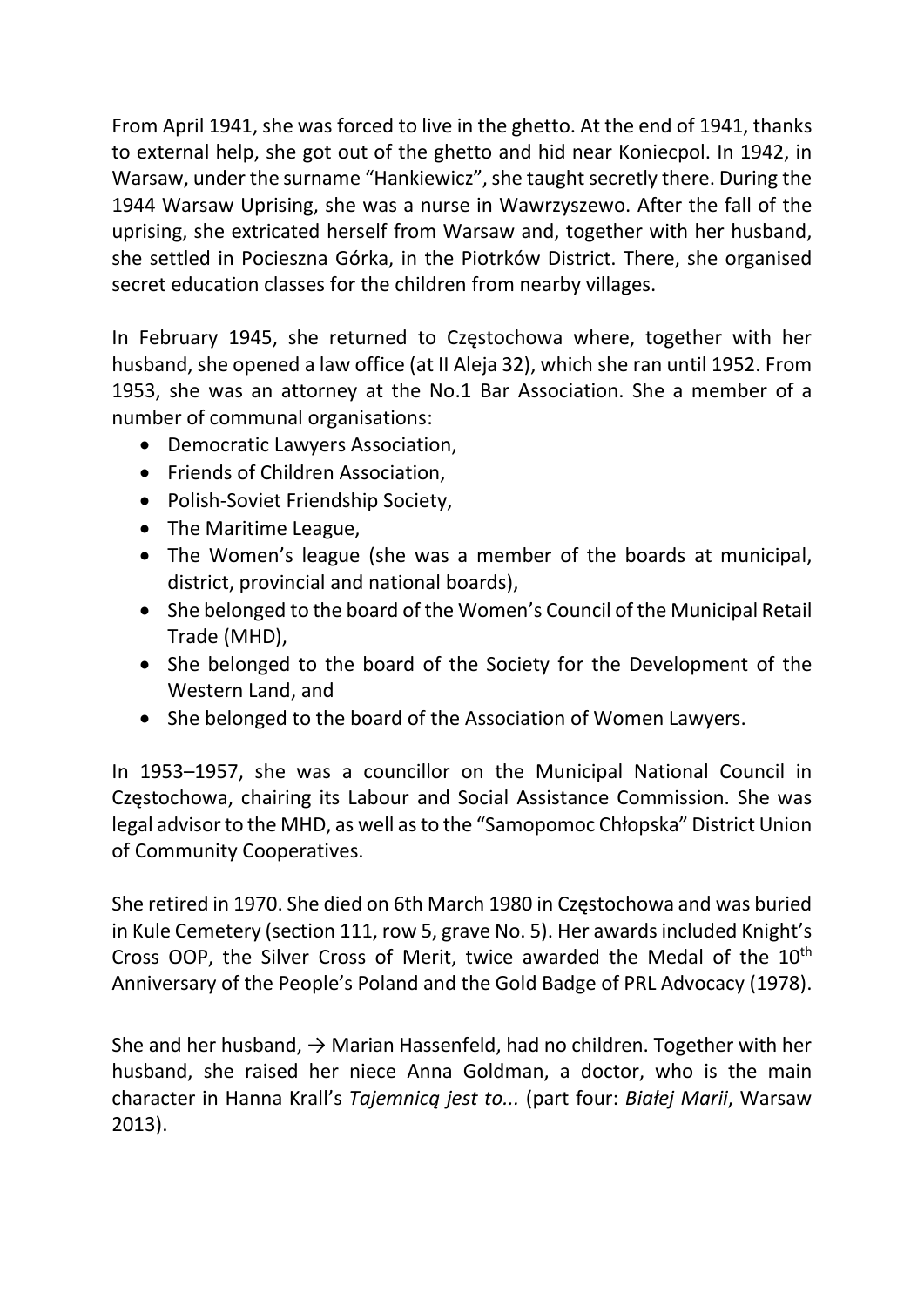From April 1941, she was forced to live in the ghetto. At the end of 1941, thanks to external help, she got out of the ghetto and hid near Koniecpol. In 1942, in Warsaw, under the surname "Hankiewicz", she taught secretly there. During the 1944 Warsaw Uprising, she was a nurse in Wawrzyszewo. After the fall of the uprising, she extricated herself from Warsaw and, together with her husband, she settled in Pocieszna Górka, in the Piotrków District. There, she organised secret education classes for the children from nearby villages.

In February 1945, she returned to Częstochowa where, together with her husband, she opened a law office (at II Aleja 32), which she ran until 1952. From 1953, she was an attorney at the No.1 Bar Association. She a member of a number of communal organisations:

- Democratic Lawyers Association,
- Friends of Children Association,
- Polish-Soviet Friendship Society,
- The Maritime League,
- The Women's league (she was a member of the boards at municipal, district, provincial and national boards),
- She belonged to the board of the Women's Council of the Municipal Retail Trade (MHD),
- She belonged to the board of the Society for the Development of the Western Land, and
- She belonged to the board of the Association of Women Lawyers.

In 1953–1957, she was a councillor on the Municipal National Council in Częstochowa, chairing its Labour and Social Assistance Commission. She was legal advisor to the MHD, as well as to the "Samopomoc Chłopska" District Union of Community Cooperatives.

She retired in 1970. She died on 6th March 1980 in Częstochowa and was buried in Kule Cemetery (section 111, row 5, grave No. 5). Her awards included Knight's Cross OOP, the Silver Cross of Merit, twice awarded the Medal of the 10th Anniversary of the People's Poland and the Gold Badge of PRL Advocacy (1978).

She and her husband, → Marian Hassenfeld, had no children. Together with her husband, she raised her niece Anna Goldman, a doctor, who is the main character in Hanna Krall's *Tajemnicą jest to...* (part four: *Białej Marii*, Warsaw 2013).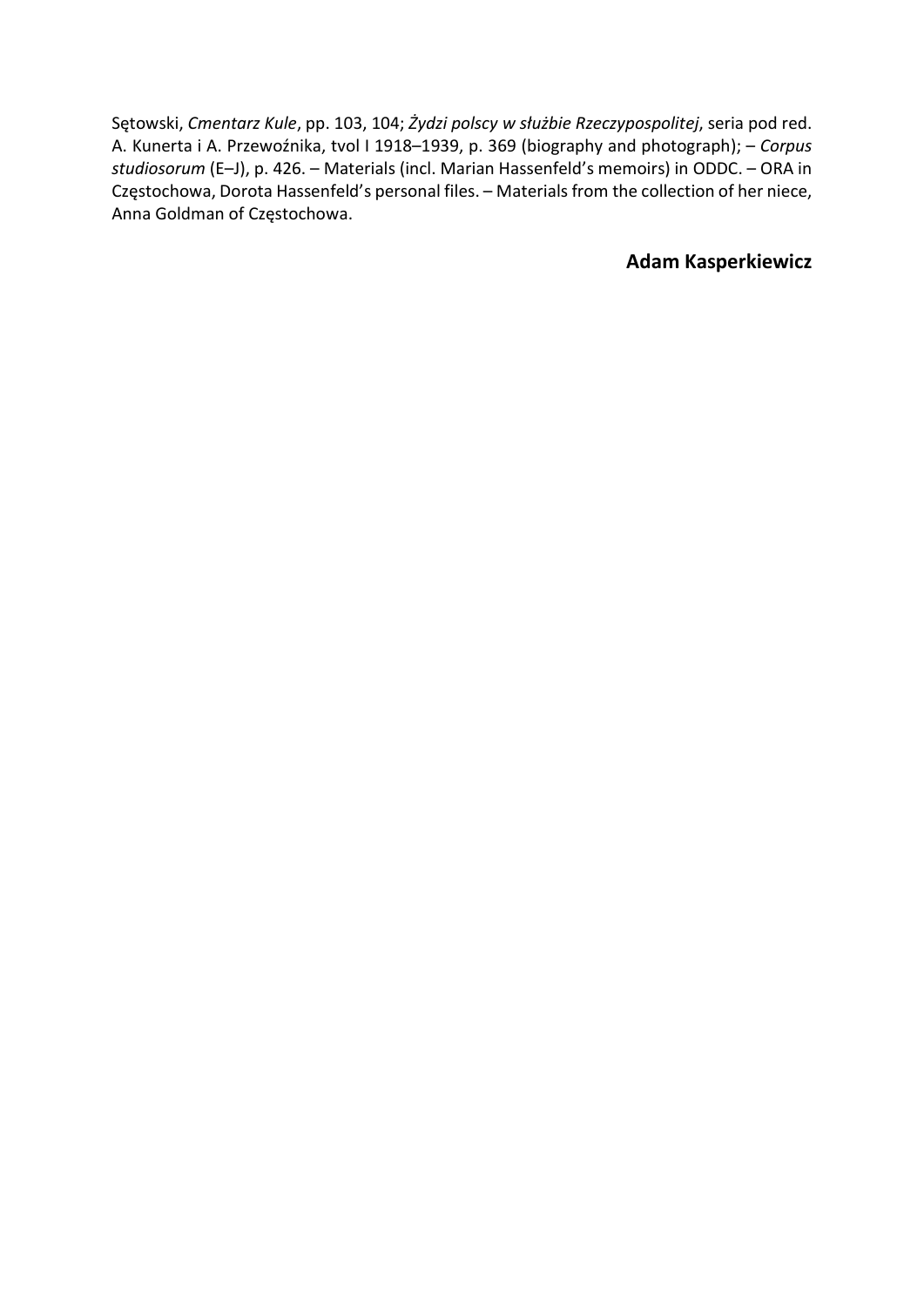Sętowski, *Cmentarz Kule*, pp. 103, 104; *Żydzi polscy w służbie Rzeczypospolitej*, seria pod red. A. Kunerta i A. Przewoźnika, tvol I 1918–1939, p. 369 (biography and photograph); – *Corpus studiosorum* (E–J), p. 426. – Materials (incl. Marian Hassenfeld's memoirs) in ODDC. – ORA in Częstochowa, Dorota Hassenfeld's personal files. – Materials from the collection of her niece, Anna Goldman of Częstochowa.

**Adam Kasperkiewicz**